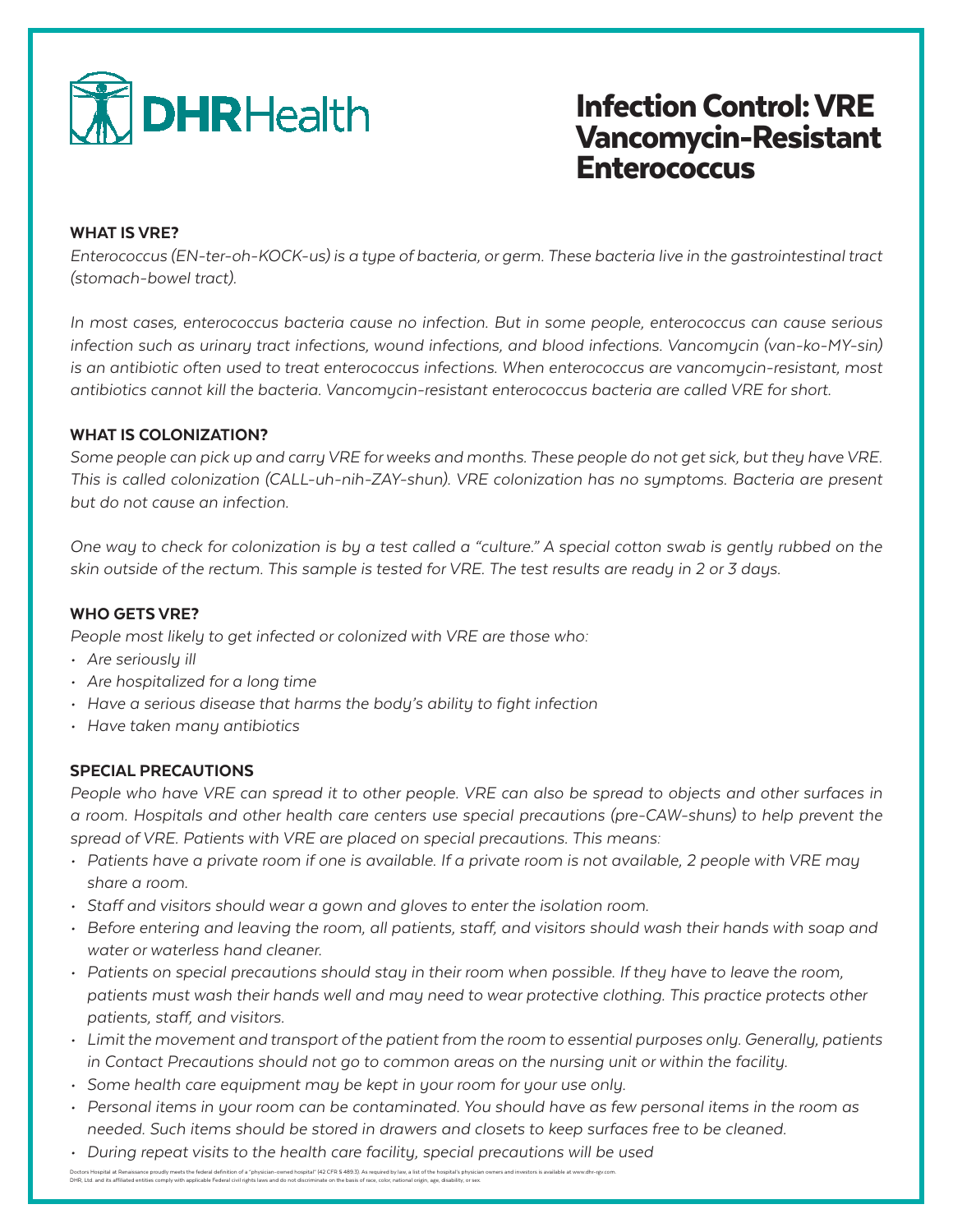DHRHealth

# Infection Control: VRE Vancomycin-Resistant Enterococcus

## WHAT IS VRE?

*Enterococcus (EN-ter-oh-KOCK-us) is a type of bacteria, or germ. These bacteria live in the gastrointestinal tract (stomach-bowel tract).*

*In most cases, enterococcus bacteria cause no infection. But in some people, enterococcus can cause serious infection such as urinary tract infections, wound infections, and blood infections. Vancomycin (van-ko-MY-sin) is an antibiotic often used to treat enterococcus infections. When enterococcus are vancomycin-resistant, most antibiotics cannot kill the bacteria. Vancomycin-resistant enterococcus bacteria are called VRE for short.*

## WHAT IS COLONIZATION?

*Some people can pick up and carry VRE for weeks and months. These people do not get sick, but they have VRE. This is called colonization (CALL-uh-nih-ZAY-shun). VRE colonization has no symptoms. Bacteria are present but do not cause an infection.*

*One way to check for colonization is by a test called a "culture." A special cotton swab is gently rubbed on the skin outside of the rectum. This sample is tested for VRE. The test results are ready in 2 or 3 days.*

## WHO GETS VRE?

*People most likely to get infected or colonized with VRE are those who:*

- *Are seriously ill*
- *Are hospitalized for a long time*
- *Have a serious disease that harms the body's ability to fight infection*
- *Have taken many antibiotics*

## SPECIAL PRECAUTIONS

*People who have VRE can spread it to other people. VRE can also be spread to objects and other surfaces in a room. Hospitals and other health care centers use special precautions (pre-CAW-shuns) to help prevent the spread of VRE. Patients with VRE are placed on special precautions. This means:*

- *Patients have a private room if one is available. If a private room is not available, 2 people with VRE may share a room.*
- *Staff and visitors should wear a gown and gloves to enter the isolation room.*
- *Before entering and leaving the room, all patients, staff, and visitors should wash their hands with soap and water or waterless hand cleaner.*
- *Patients on special precautions should stay in their room when possible. If they have to leave the room, patients must wash their hands well and may need to wear protective clothing. This practice protects other patients, staff, and visitors.*
- *Limit the movement and transport of the patient from the room to essential purposes only. Generally, patients in Contact Precautions should not go to common areas on the nursing unit or within the facility.*
- *Some health care equipment may be kept in your room for your use only.*
- *Personal items in your room can be contaminated. You should have as few personal items in the room as needed. Such items should be stored in drawers and closets to keep surfaces free to be cleaned.*
- *During repeat visits to the health care facility, special precautions will be used*

Doctors Hospital at Renaissance proudly meets the federal definition of a "physician-owned hospital" (42 CFR § 489.3). As required by law, a list of the hospital's physician owners and investors is available at www.dhr-rgv.com.
DHR, Ltd. and its affiliated entities comply with applicable Federal civil rights laws and do not discriminate on the basis of race, color, national origin, age, disability, or sex.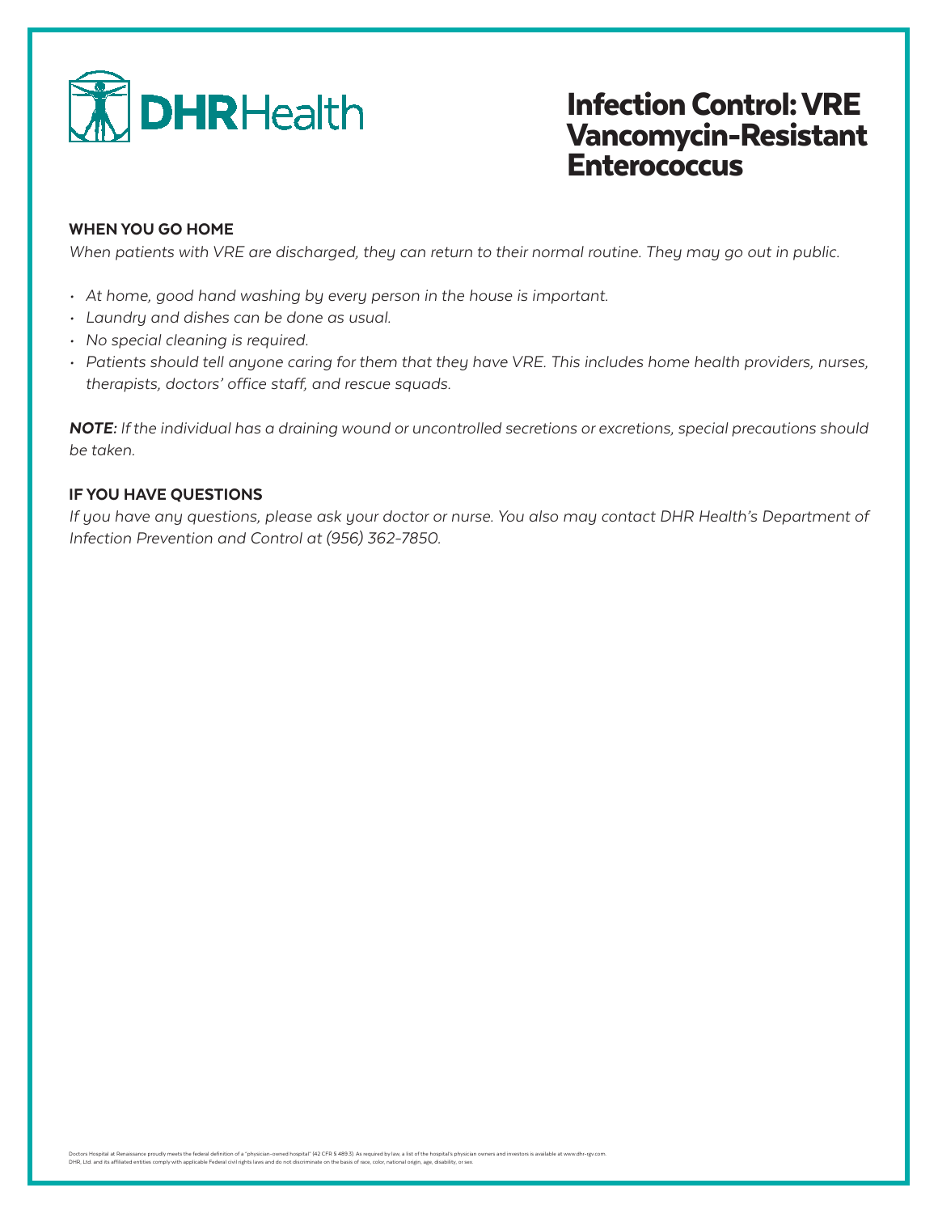# Infection Control: VRE Vancomycin-Resistant Enterococcus

**WHEN YOU GO HOME**

*When patients with VRE are discharged, they can return to their normal routine. They may go out in public.*

- *At home, good hand washing by every person in the house is important.*
- *Laundry and dishes can be done as usual.*
- *No special cleaning is required.*
- *Patients should tell anyone caring for them that they have VRE. This includes home health providers, nurses, therapists, doctors' office staff, and rescue squads.*

***NOTE:*** *If the individual has a draining wound or uncontrolled secretions or excretions, special precautions should be taken.*

**IF YOU HAVE QUESTIONS**

*If you have any questions, please ask your doctor or nurse. You also may contact DHR Health's Department of Infection Prevention and Control at (956) 362-7850.*

Doctors Hospital at Renaissance proudly meets the federal definition of a "physician-owned hospital" (42 CFR § 489.3). As required by law, a list of the hospital's physician owners and investors is available at www.dhr-rgv.com.
DHR, Ltd. and its affiliated entities comply with applicable Federal civil rights laws and do not discriminate on the basis of race, color, national origin, age, disability, or sex.